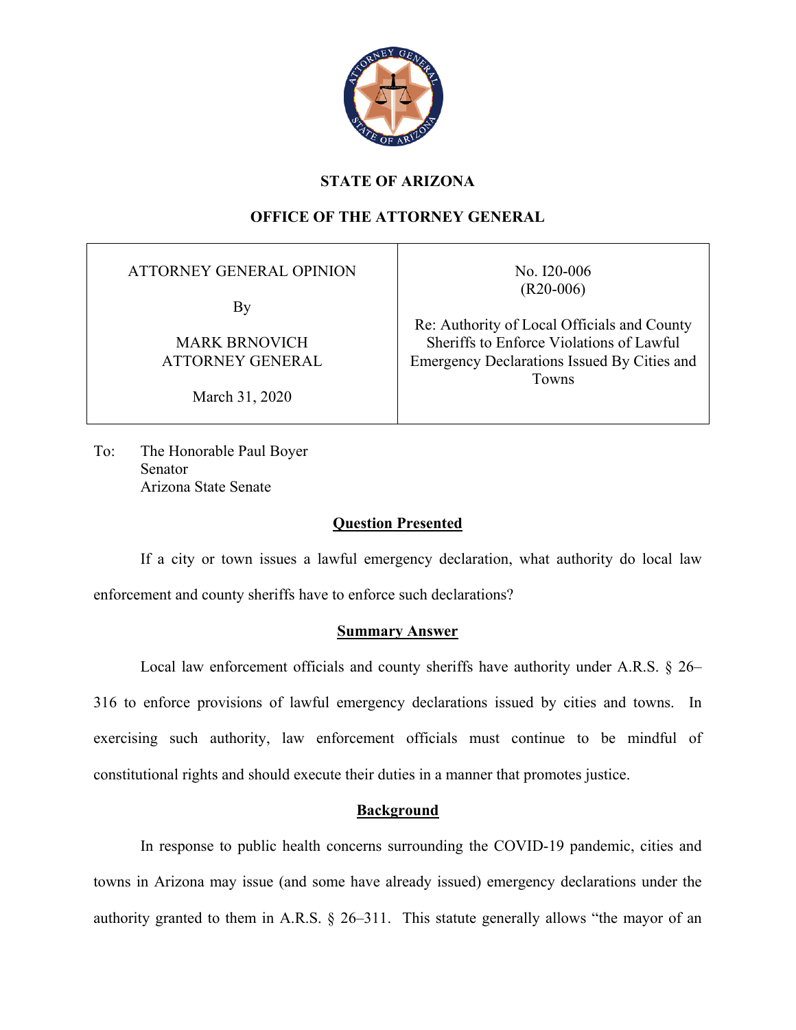# STATE OF ARIZONA

## OFFICE OF THE ATTORNEY GENERAL

| ATTORNEY GENERAL OPINION<br><br>By<br><br>MARK BRNOVICH<br>ATTORNEY GENERAL<br><br>March 31, 2020 | No. I20-006<br>(R20-006)<br><br>Re: Authority of Local Officials and County Sheriffs to Enforce Violations of Lawful Emergency Declarations Issued By Cities and Towns |
|---|---|

To: The Honorable Paul Boyer
Senator
Arizona State Senate

### Question Presented

If a city or town issues a lawful emergency declaration, what authority do local law enforcement and county sheriffs have to enforce such declarations?

### Summary Answer

Local law enforcement officials and county sheriffs have authority under A.R.S. § 26–316 to enforce provisions of lawful emergency declarations issued by cities and towns. In exercising such authority, law enforcement officials must continue to be mindful of constitutional rights and should execute their duties in a manner that promotes justice.

### Background

In response to public health concerns surrounding the COVID-19 pandemic, cities and towns in Arizona may issue (and some have already issued) emergency declarations under the authority granted to them in A.R.S. § 26–311. This statute generally allows "the mayor of an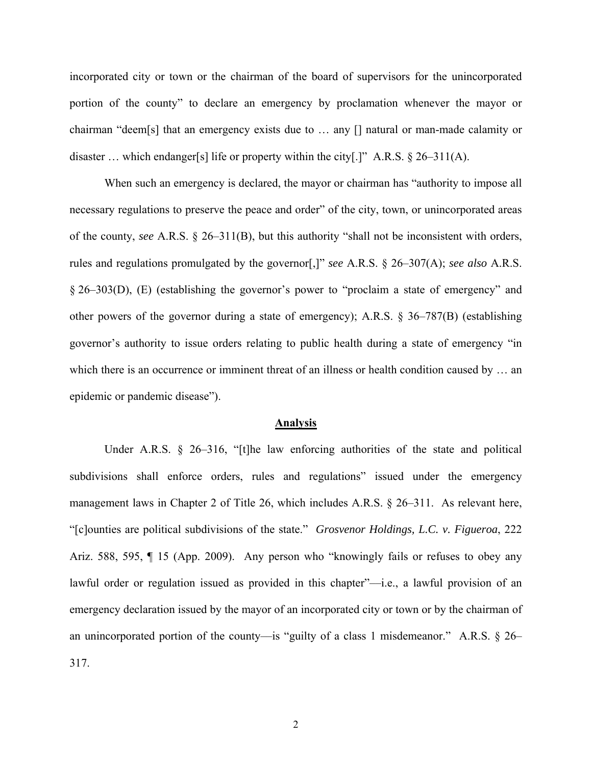incorporated city or town or the chairman of the board of supervisors for the unincorporated portion of the county" to declare an emergency by proclamation whenever the mayor or chairman "deem[s] that an emergency exists due to … any [] natural or man-made calamity or disaster … which endanger[s] life or property within the city[.]" A.R.S. § 26–311(A).

When such an emergency is declared, the mayor or chairman has "authority to impose all necessary regulations to preserve the peace and order" of the city, town, or unincorporated areas of the county, *see* A.R.S. § 26–311(B), but this authority "shall not be inconsistent with orders, rules and regulations promulgated by the governor[,]" *see* A.R.S. § 26–307(A); *see also* A.R.S. § 26–303(D), (E) (establishing the governor's power to "proclaim a state of emergency" and other powers of the governor during a state of emergency); A.R.S. § 36–787(B) (establishing governor's authority to issue orders relating to public health during a state of emergency "in which there is an occurrence or imminent threat of an illness or health condition caused by … an epidemic or pandemic disease").

## Analysis

Under A.R.S. § 26–316, "[t]he law enforcing authorities of the state and political subdivisions shall enforce orders, rules and regulations" issued under the emergency management laws in Chapter 2 of Title 26, which includes A.R.S. § 26–311. As relevant here, "[c]ounties are political subdivisions of the state." *Grosvenor Holdings, L.C. v. Figueroa*, 222 Ariz. 588, 595, ¶ 15 (App. 2009). Any person who "knowingly fails or refuses to obey any lawful order or regulation issued as provided in this chapter"—i.e., a lawful provision of an emergency declaration issued by the mayor of an incorporated city or town or by the chairman of an unincorporated portion of the county—is "guilty of a class 1 misdemeanor." A.R.S. § 26–317.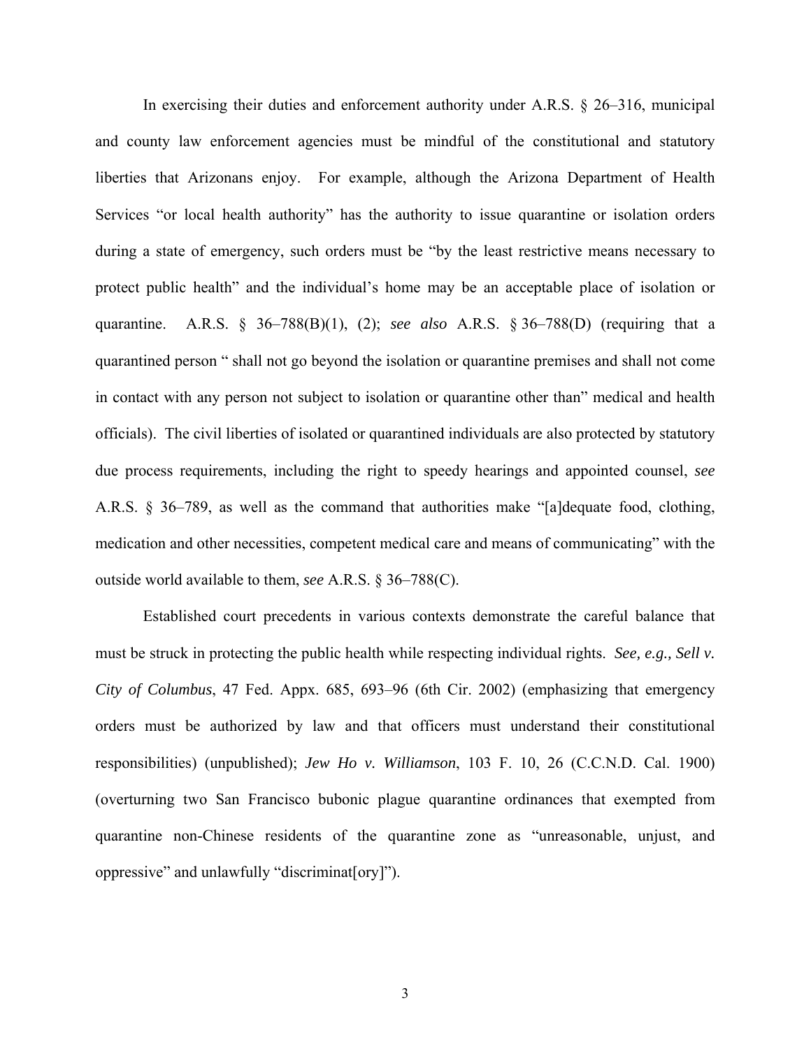In exercising their duties and enforcement authority under A.R.S. § 26–316, municipal and county law enforcement agencies must be mindful of the constitutional and statutory liberties that Arizonans enjoy. For example, although the Arizona Department of Health Services "or local health authority" has the authority to issue quarantine or isolation orders during a state of emergency, such orders must be "by the least restrictive means necessary to protect public health" and the individual's home may be an acceptable place of isolation or quarantine. A.R.S. § 36–788(B)(1), (2); *see also* A.R.S. § 36–788(D) (requiring that a quarantined person " shall not go beyond the isolation or quarantine premises and shall not come in contact with any person not subject to isolation or quarantine other than" medical and health officials). The civil liberties of isolated or quarantined individuals are also protected by statutory due process requirements, including the right to speedy hearings and appointed counsel, *see* A.R.S. § 36–789, as well as the command that authorities make "[a]dequate food, clothing, medication and other necessities, competent medical care and means of communicating" with the outside world available to them, *see* A.R.S. § 36–788(C).

Established court precedents in various contexts demonstrate the careful balance that must be struck in protecting the public health while respecting individual rights. *See, e.g., Sell v. City of Columbus*, 47 Fed. Appx. 685, 693–96 (6th Cir. 2002) (emphasizing that emergency orders must be authorized by law and that officers must understand their constitutional responsibilities) (unpublished); *Jew Ho v. Williamson*, 103 F. 10, 26 (C.C.N.D. Cal. 1900) (overturning two San Francisco bubonic plague quarantine ordinances that exempted from quarantine non-Chinese residents of the quarantine zone as "unreasonable, unjust, and oppressive" and unlawfully "discriminat[ory]").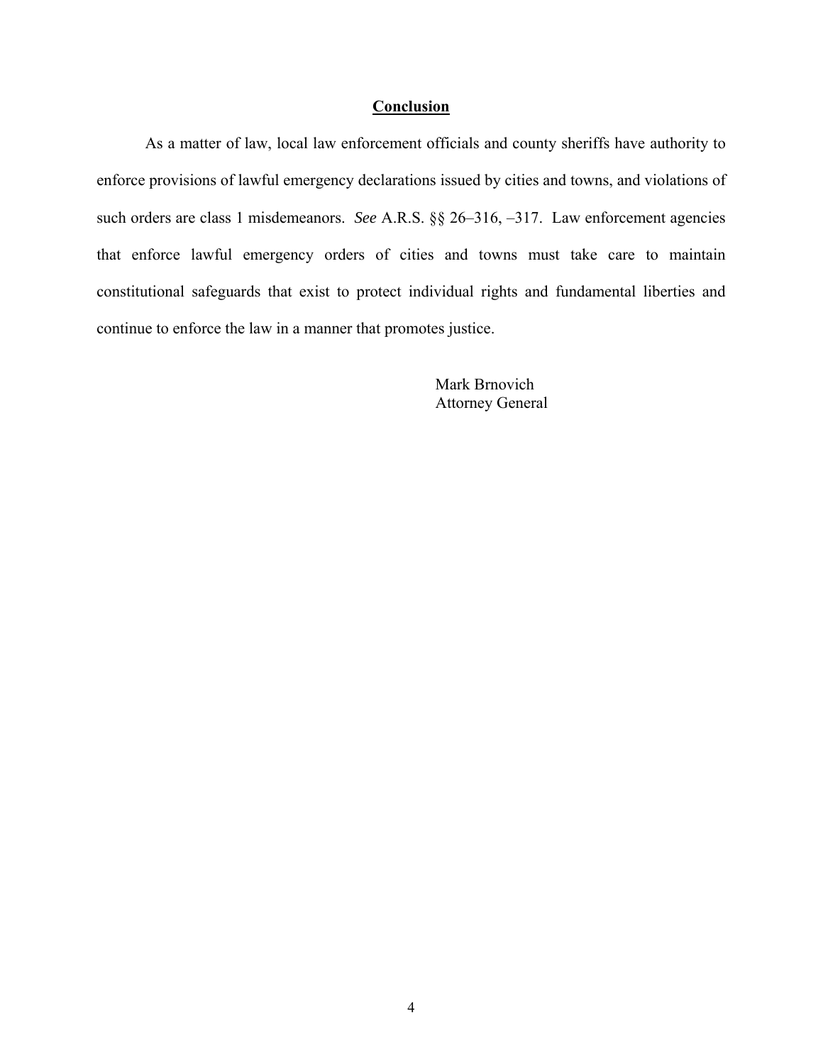## Conclusion

As a matter of law, local law enforcement officials and county sheriffs have authority to enforce provisions of lawful emergency declarations issued by cities and towns, and violations of such orders are class 1 misdemeanors. *See* A.R.S. §§ 26–316, –317. Law enforcement agencies that enforce lawful emergency orders of cities and towns must take care to maintain constitutional safeguards that exist to protect individual rights and fundamental liberties and continue to enforce the law in a manner that promotes justice.

Mark Brnovich
Attorney General